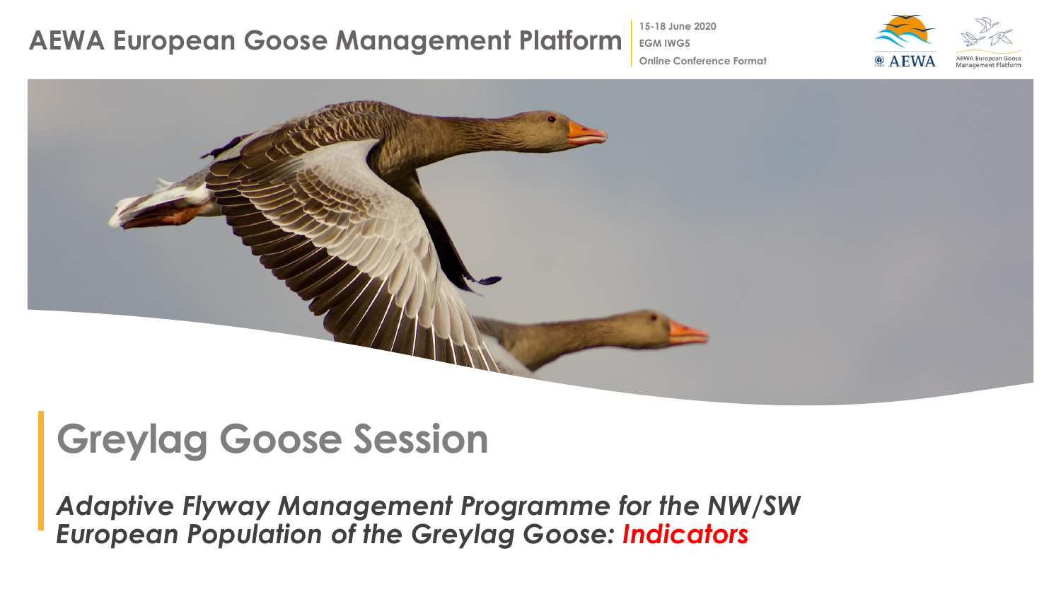# AEWA European Goose Management Platform

15-18 June 2020
EGM IWG5
Online Conference Format

AEWA

AEWA European Goose Management Platform

## Greylag Goose Session

***Adaptive Flyway Management Programme for the NW/SW European Population of the Greylag Goose: Indicators***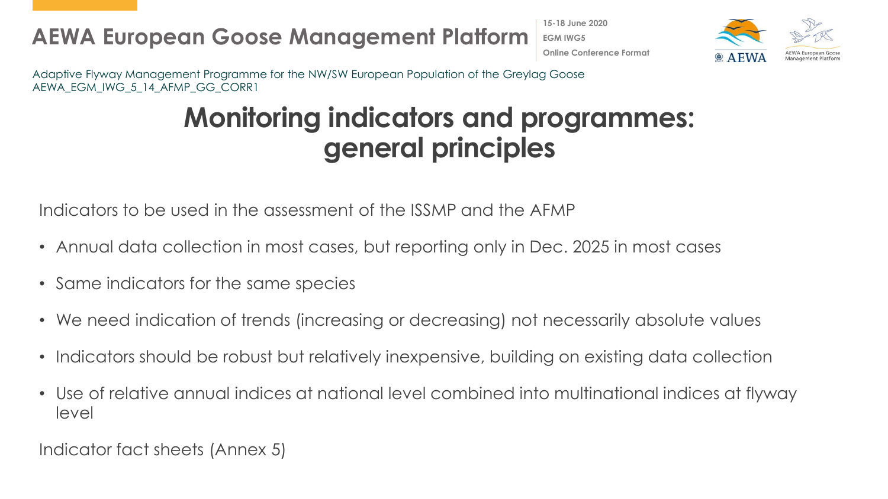# Monitoring indicators and programmes: general principles

Indicators to be used in the assessment of the ISSMP and the AFMP

- Annual data collection in most cases, but reporting only in Dec. 2025 in most cases
- Same indicators for the same species
- We need indication of trends (increasing or decreasing) not necessarily absolute values
- Indicators should be robust but relatively inexpensive, building on existing data collection
- Use of relative annual indices at national level combined into multinational indices at flyway level

Indicator fact sheets (Annex 5)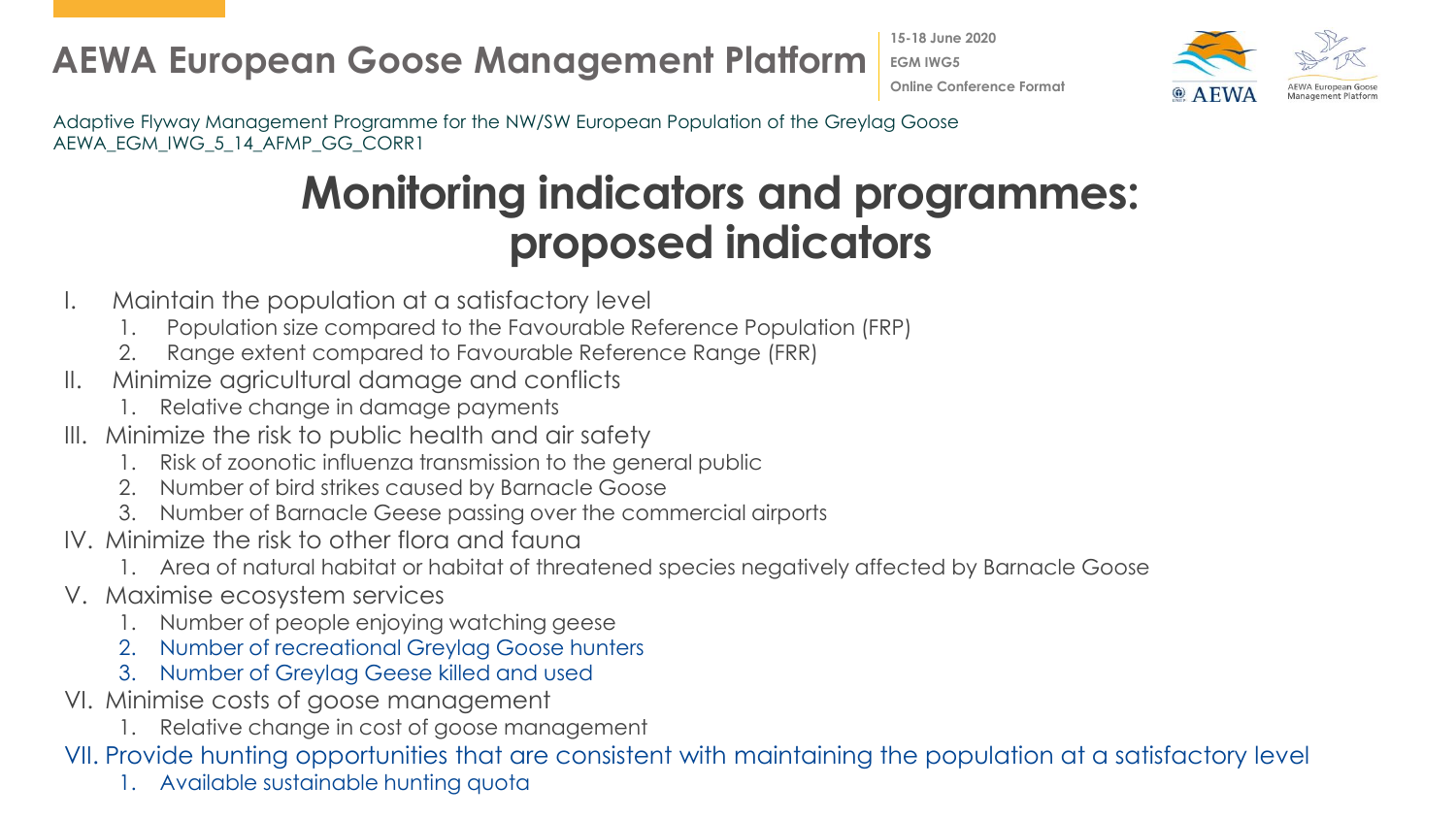Adaptive Flyway Management Programme for the NW/SW European Population of the Greylag Goose
AEWA_EGM_IWG_5_14_AFMP_GG_CORR1

# Monitoring indicators and programmes: proposed indicators

I. Maintain the population at a satisfactory level
   1. Population size compared to the Favourable Reference Population (FRP)
   2. Range extent compared to Favourable Reference Range (FRR)

II. Minimize agricultural damage and conflicts
   1. Relative change in damage payments

III. Minimize the risk to public health and air safety
   1. Risk of zoonotic influenza transmission to the general public
   2. Number of bird strikes caused by Barnacle Goose
   3. Number of Barnacle Geese passing over the commercial airports

IV. Minimize the risk to other flora and fauna
   1. Area of natural habitat or habitat of threatened species negatively affected by Barnacle Goose

V. Maximise ecosystem services
   1. Number of people enjoying watching geese
   2. Number of recreational Greylag Goose hunters
   3. Number of Greylag Geese killed and used

VI. Minimise costs of goose management
   1. Relative change in cost of goose management

VII. Provide hunting opportunities that are consistent with maintaining the population at a satisfactory level
   1. Available sustainable hunting quota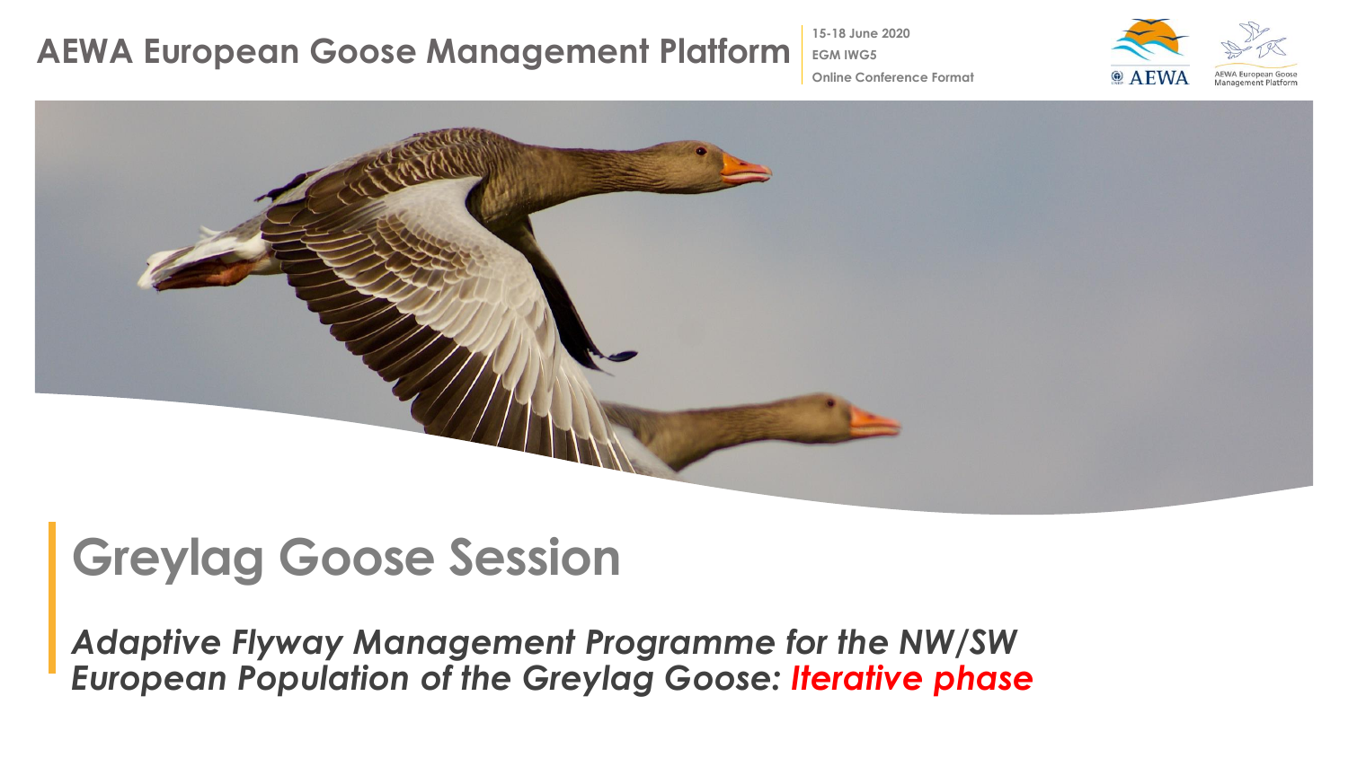AEWA European Goose Management Platform

15-18 June 2020
EGM IWG5
Online Conference Format

# Greylag Goose Session

*Adaptive Flyway Management Programme for the NW/SW European Population of the Greylag Goose: Iterative phase*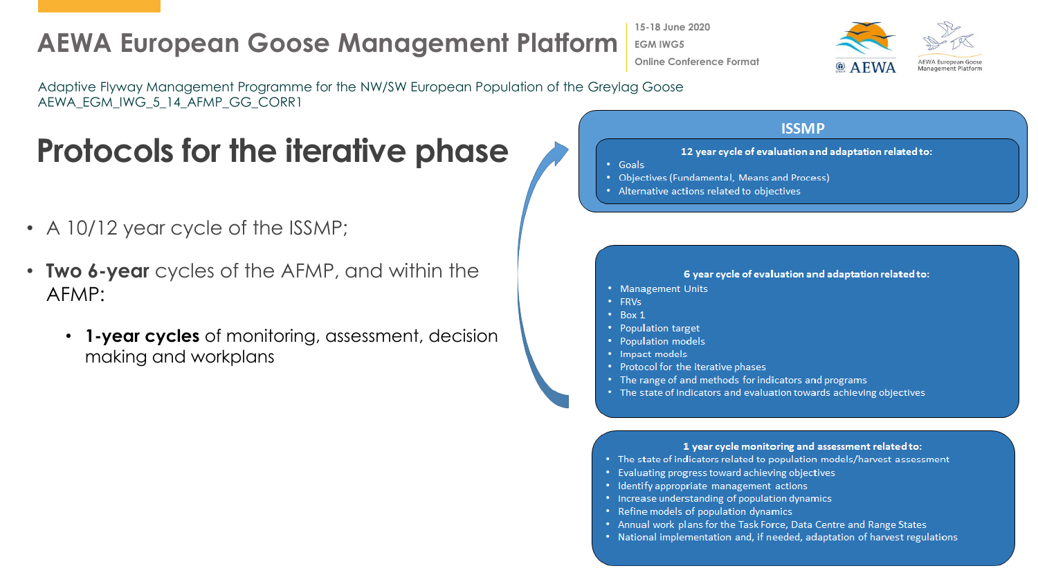Adaptive Flyway Management Programme for the NW/SW European Population of the Greylag Goose
AEWA_EGM_IWG_5_14_AFMP_GG_CORR1

# Protocols for the iterative phase

- A 10/12 year cycle of the ISSMP;
- **Two 6-year** cycles of the AFMP, and within the AFMP:
  - **1-year cycles** of monitoring, assessment, decision making and workplans

## ISSMP

**12 year cycle of evaluation and adaptation related to:**

- Goals
- Objectives (Fundamental, Means and Process)
- Alternative actions related to objectives

**6 year cycle of evaluation and adaptation related to:**

- Management Units
- FRVs
- Box 1
- Population target
- Population models
- Impact models
- Protocol for the iterative phases
- The range of and methods for indicators and programs
- The state of indicators and evaluation towards achieving objectives

**1 year cycle monitoring and assessment related to:**

- The state of indicators related to population models/harvest assessment
- Evaluating progress toward achieving objectives
- Identify appropriate management actions
- Increase understanding of population dynamics
- Refine models of population dynamics
- Annual work plans for the Task Force, Data Centre and Range States
- National implementation and, if needed, adaptation of harvest regulations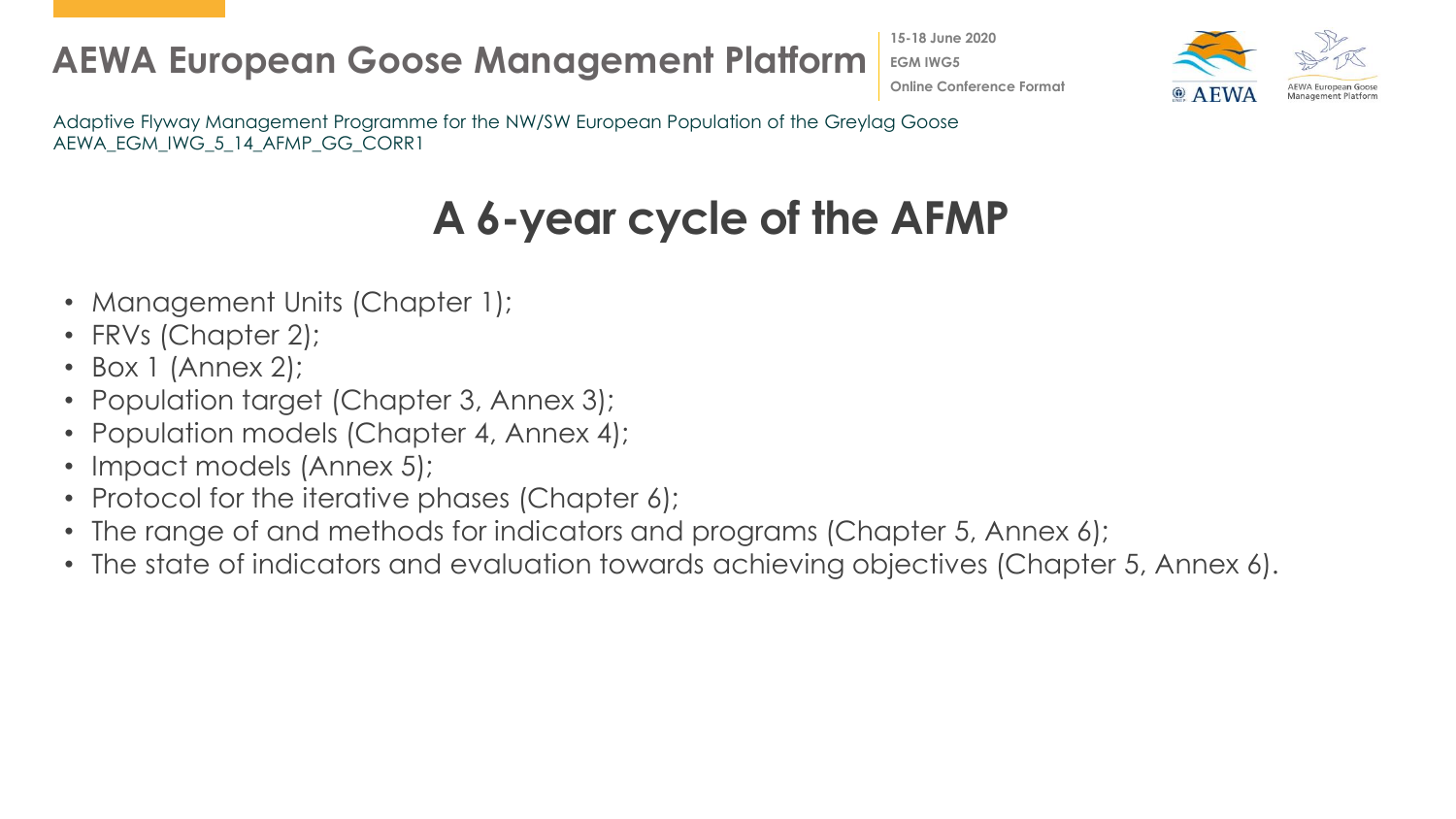# A 6-year cycle of the AFMP

- Management Units (Chapter 1);
- FRVs (Chapter 2);
- Box 1 (Annex 2);
- Population target (Chapter 3, Annex 3);
- Population models (Chapter 4, Annex 4);
- Impact models (Annex 5);
- Protocol for the iterative phases (Chapter 6);
- The range of and methods for indicators and programs (Chapter 5, Annex 6);
- The state of indicators and evaluation towards achieving objectives (Chapter 5, Annex 6).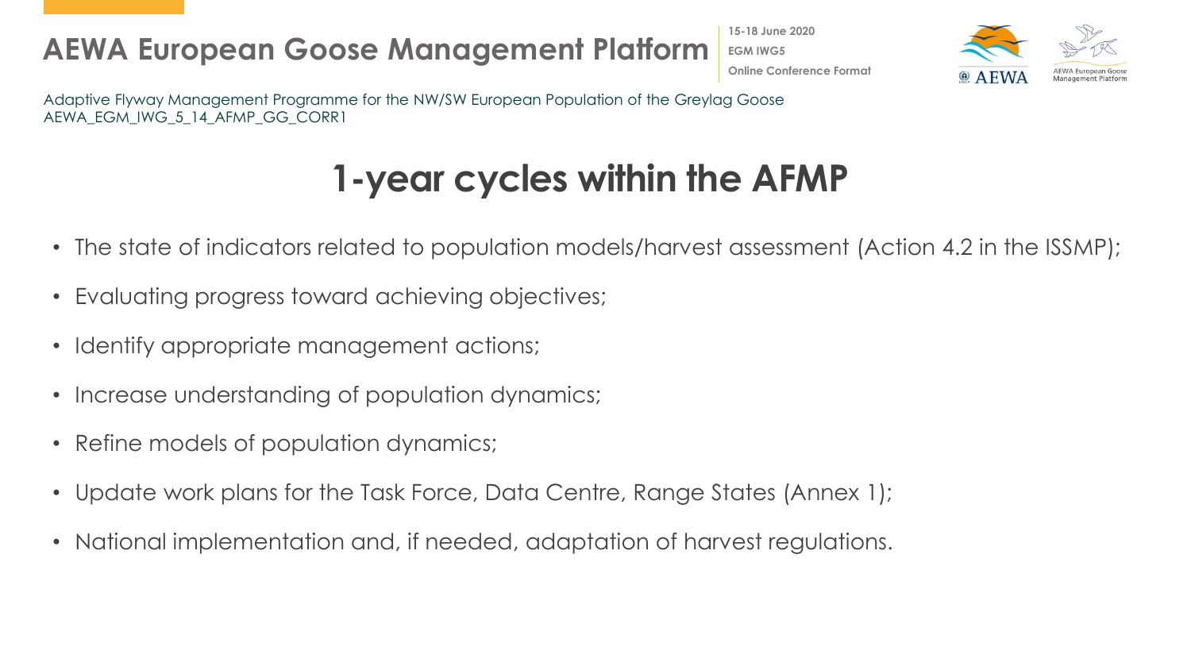Adaptive Flyway Management Programme for the NW/SW European Population of the Greylag Goose
AEWA_EGM_IWG_5_14_AFMP_GG_CORR1

# 1-year cycles within the AFMP

- The state of indicators related to population models/harvest assessment (Action 4.2 in the ISSMP);
- Evaluating progress toward achieving objectives;
- Identify appropriate management actions;
- Increase understanding of population dynamics;
- Refine models of population dynamics;
- Update work plans for the Task Force, Data Centre, Range States (Annex 1);
- National implementation and, if needed, adaptation of harvest regulations.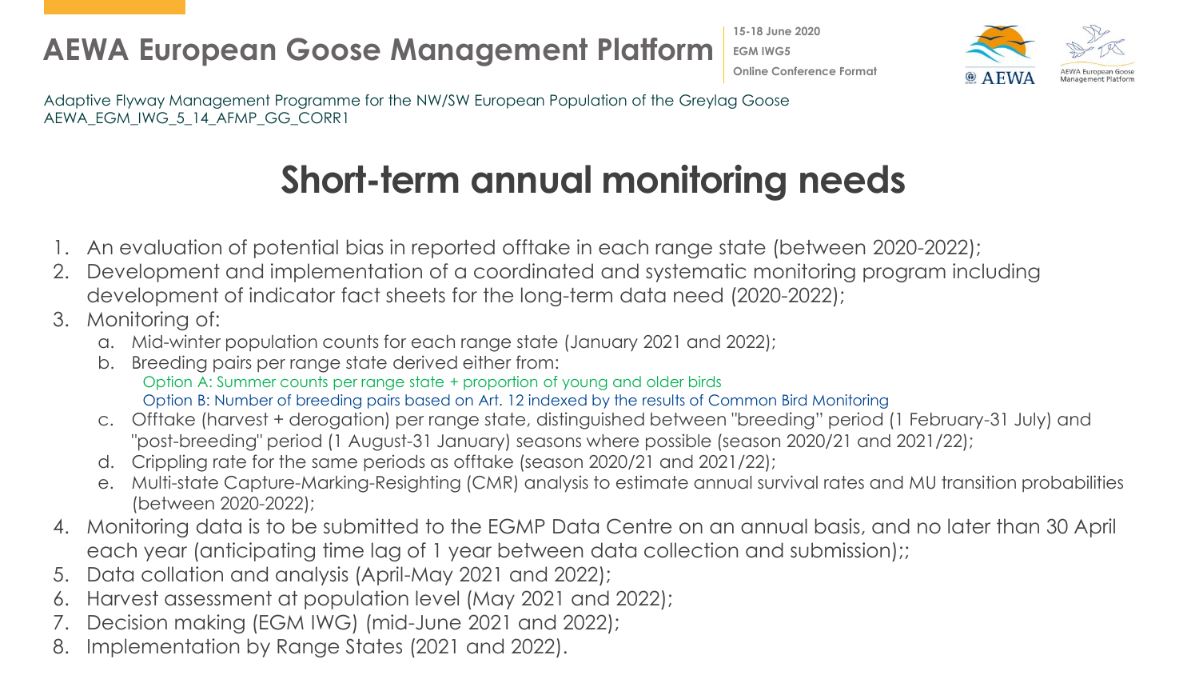# Short-term annual monitoring needs

1. An evaluation of potential bias in reported offtake in each range state (between 2020-2022);
2. Development and implementation of a coordinated and systematic monitoring program including development of indicator fact sheets for the long-term data need (2020-2022);
3. Monitoring of:
   a. Mid-winter population counts for each range state (January 2021 and 2022);
   b. Breeding pairs per range state derived either from:
      Option A: Summer counts per range state + proportion of young and older birds
      Option B: Number of breeding pairs based on Art. 12 indexed by the results of Common Bird Monitoring
   c. Offtake (harvest + derogation) per range state, distinguished between "breeding" period (1 February-31 July) and "post-breeding" period (1 August-31 January) seasons where possible (season 2020/21 and 2021/22);
   d. Crippling rate for the same periods as offtake (season 2020/21 and 2021/22);
   e. Multi-state Capture-Marking-Resighting (CMR) analysis to estimate annual survival rates and MU transition probabilities (between 2020-2022);
4. Monitoring data is to be submitted to the EGMP Data Centre on an annual basis, and no later than 30 April each year (anticipating time lag of 1 year between data collection and submission);;
5. Data collation and analysis (April-May 2021 and 2022);
6. Harvest assessment at population level (May 2021 and 2022);
7. Decision making (EGM IWG) (mid-June 2021 and 2022);
8. Implementation by Range States (2021 and 2022).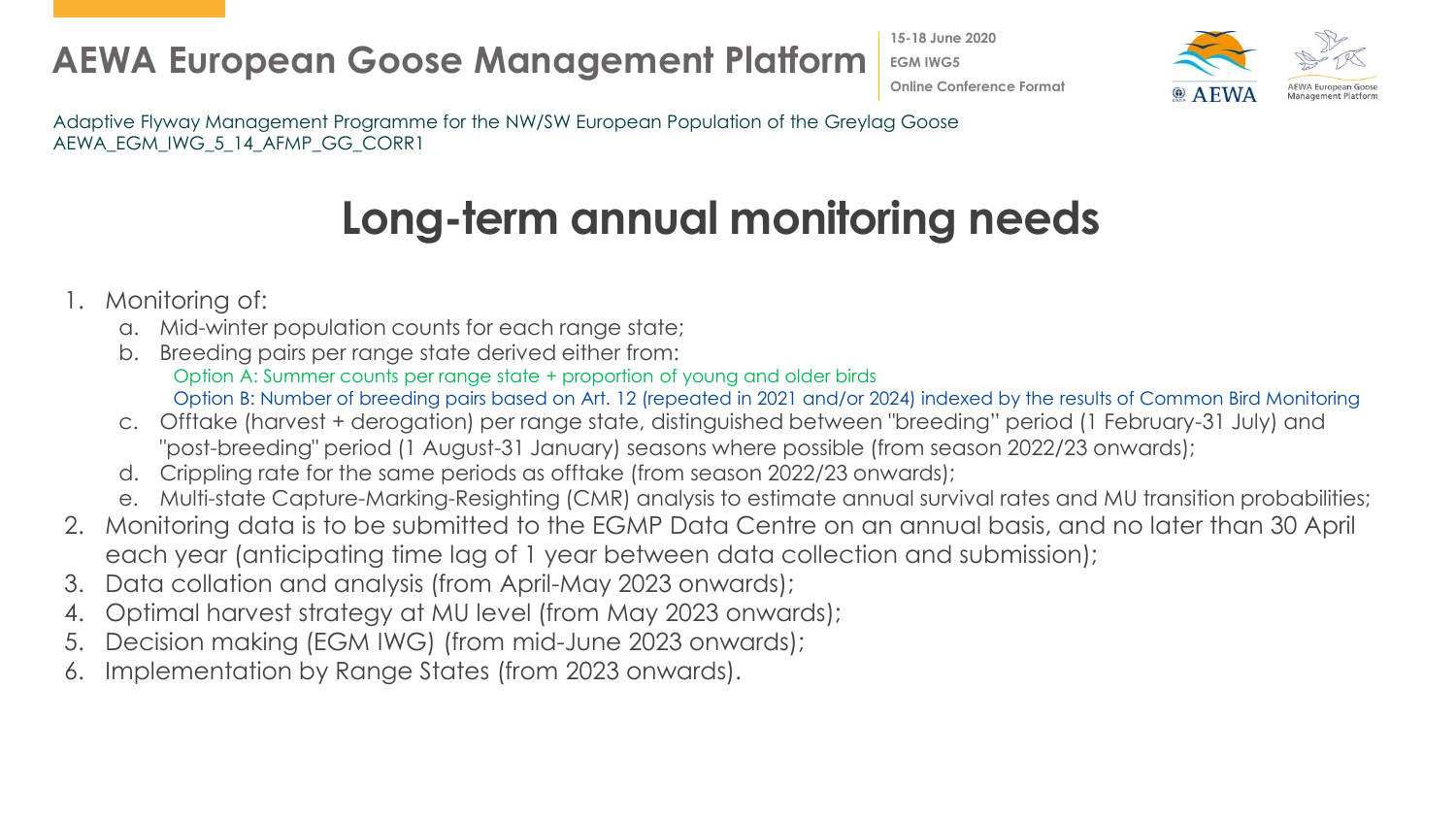Adaptive Flyway Management Programme for the NW/SW European Population of the Greylag Goose
AEWA_EGM_IWG_5_14_AFMP_GG_CORR1

# Long-term annual monitoring needs

1. Monitoring of:
   a. Mid-winter population counts for each range state;
   b. Breeding pairs per range state derived either from:
      Option A: Summer counts per range state + proportion of young and older birds
      Option B: Number of breeding pairs based on Art. 12 (repeated in 2021 and/or 2024) indexed by the results of Common Bird Monitoring
   c. Offtake (harvest + derogation) per range state, distinguished between "breeding" period (1 February-31 July) and "post-breeding" period (1 August-31 January) seasons where possible (from season 2022/23 onwards);
   d. Crippling rate for the same periods as offtake (from season 2022/23 onwards);
   e. Multi-state Capture-Marking-Resighting (CMR) analysis to estimate annual survival rates and MU transition probabilities;
2. Monitoring data is to be submitted to the EGMP Data Centre on an annual basis, and no later than 30 April each year (anticipating time lag of 1 year between data collection and submission);
3. Data collation and analysis (from April-May 2023 onwards);
4. Optimal harvest strategy at MU level (from May 2023 onwards);
5. Decision making (EGM IWG) (from mid-June 2023 onwards);
6. Implementation by Range States (from 2023 onwards).